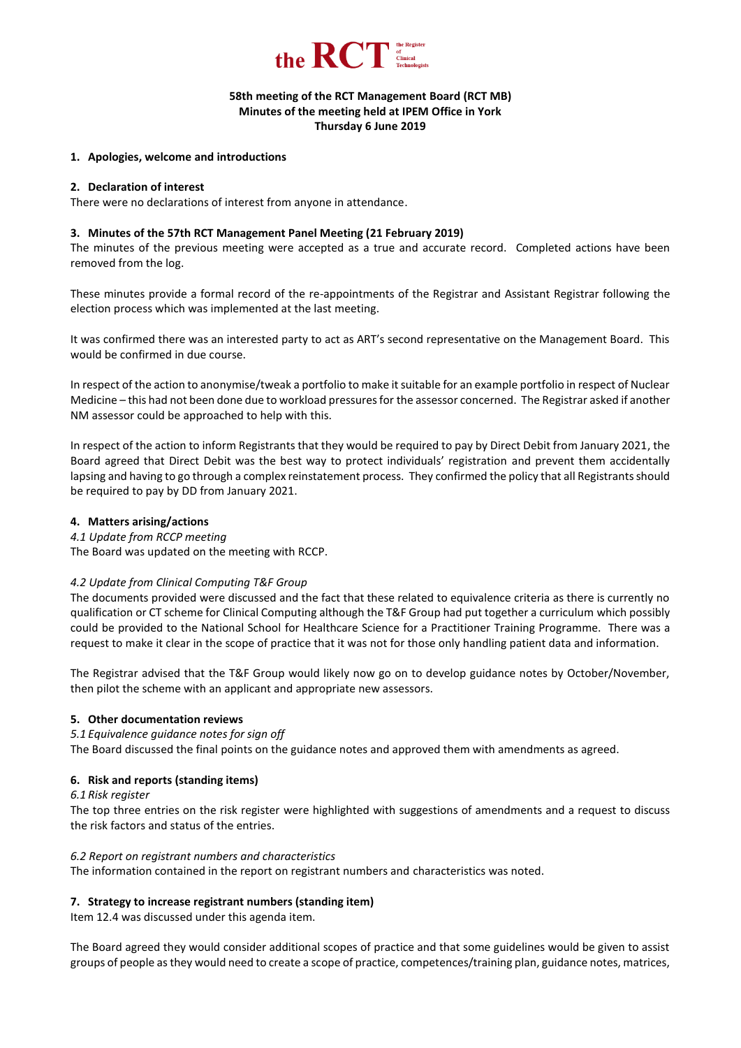the RCT the Register of Clinical Technologists

**58th meeting of the RCT Management Board (RCT MB)**
**Minutes of the meeting held at IPEM Office in York**
**Thursday 6 June 2019**

## 1. Apologies, welcome and introductions

## 2. Declaration of interest

There were no declarations of interest from anyone in attendance.

## 3. Minutes of the 57th RCT Management Panel Meeting (21 February 2019)

The minutes of the previous meeting were accepted as a true and accurate record. Completed actions have been removed from the log.

These minutes provide a formal record of the re-appointments of the Registrar and Assistant Registrar following the election process which was implemented at the last meeting.

It was confirmed there was an interested party to act as ART's second representative on the Management Board. This would be confirmed in due course.

In respect of the action to anonymise/tweak a portfolio to make it suitable for an example portfolio in respect of Nuclear Medicine – this had not been done due to workload pressures for the assessor concerned. The Registrar asked if another NM assessor could be approached to help with this.

In respect of the action to inform Registrants that they would be required to pay by Direct Debit from January 2021, the Board agreed that Direct Debit was the best way to protect individuals' registration and prevent them accidentally lapsing and having to go through a complex reinstatement process. They confirmed the policy that all Registrants should be required to pay by DD from January 2021.

## 4. Matters arising/actions

*4.1 Update from RCCP meeting*

The Board was updated on the meeting with RCCP.

*4.2 Update from Clinical Computing T&F Group*

The documents provided were discussed and the fact that these related to equivalence criteria as there is currently no qualification or CT scheme for Clinical Computing although the T&F Group had put together a curriculum which possibly could be provided to the National School for Healthcare Science for a Practitioner Training Programme. There was a request to make it clear in the scope of practice that it was not for those only handling patient data and information.

The Registrar advised that the T&F Group would likely now go on to develop guidance notes by October/November, then pilot the scheme with an applicant and appropriate new assessors.

## 5. Other documentation reviews

*5.1 Equivalence guidance notes for sign off*

The Board discussed the final points on the guidance notes and approved them with amendments as agreed.

## 6. Risk and reports (standing items)

*6.1 Risk register*

The top three entries on the risk register were highlighted with suggestions of amendments and a request to discuss the risk factors and status of the entries.

*6.2 Report on registrant numbers and characteristics*

The information contained in the report on registrant numbers and characteristics was noted.

## 7. Strategy to increase registrant numbers (standing item)

Item 12.4 was discussed under this agenda item.

The Board agreed they would consider additional scopes of practice and that some guidelines would be given to assist groups of people as they would need to create a scope of practice, competences/training plan, guidance notes, matrices,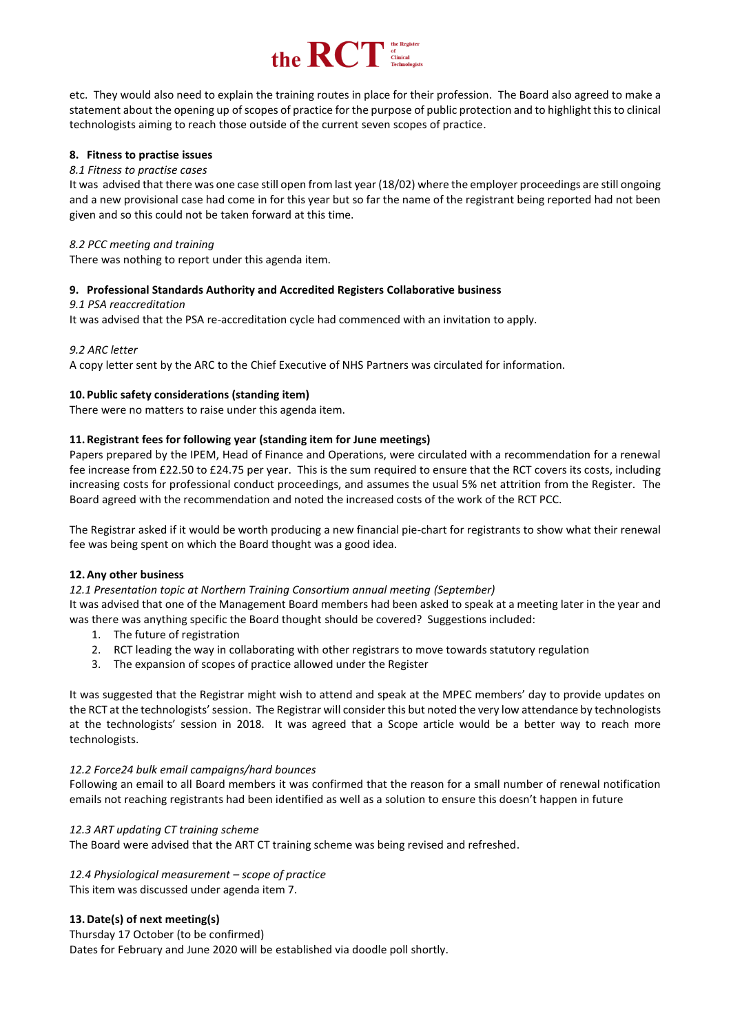etc. They would also need to explain the training routes in place for their profession. The Board also agreed to make a statement about the opening up of scopes of practice for the purpose of public protection and to highlight this to clinical technologists aiming to reach those outside of the current seven scopes of practice.

**8. Fitness to practise issues**

*8.1 Fitness to practise cases*

It was advised that there was one case still open from last year (18/02) where the employer proceedings are still ongoing and a new provisional case had come in for this year but so far the name of the registrant being reported had not been given and so this could not be taken forward at this time.

*8.2 PCC meeting and training*

There was nothing to report under this agenda item.

**9. Professional Standards Authority and Accredited Registers Collaborative business**

*9.1 PSA reaccreditation*

It was advised that the PSA re-accreditation cycle had commenced with an invitation to apply.

*9.2 ARC letter*

A copy letter sent by the ARC to the Chief Executive of NHS Partners was circulated for information.

**10. Public safety considerations (standing item)**

There were no matters to raise under this agenda item.

**11. Registrant fees for following year (standing item for June meetings)**

Papers prepared by the IPEM, Head of Finance and Operations, were circulated with a recommendation for a renewal fee increase from £22.50 to £24.75 per year. This is the sum required to ensure that the RCT covers its costs, including increasing costs for professional conduct proceedings, and assumes the usual 5% net attrition from the Register. The Board agreed with the recommendation and noted the increased costs of the work of the RCT PCC.

The Registrar asked if it would be worth producing a new financial pie-chart for registrants to show what their renewal fee was being spent on which the Board thought was a good idea.

**12. Any other business**

*12.1 Presentation topic at Northern Training Consortium annual meeting (September)*

It was advised that one of the Management Board members had been asked to speak at a meeting later in the year and was there was anything specific the Board thought should be covered? Suggestions included:

1. The future of registration
2. RCT leading the way in collaborating with other registrars to move towards statutory regulation
3. The expansion of scopes of practice allowed under the Register

It was suggested that the Registrar might wish to attend and speak at the MPEC members' day to provide updates on the RCT at the technologists' session. The Registrar will consider this but noted the very low attendance by technologists at the technologists' session in 2018. It was agreed that a Scope article would be a better way to reach more technologists.

*12.2 Force24 bulk email campaigns/hard bounces*

Following an email to all Board members it was confirmed that the reason for a small number of renewal notification emails not reaching registrants had been identified as well as a solution to ensure this doesn't happen in future

*12.3 ART updating CT training scheme*

The Board were advised that the ART CT training scheme was being revised and refreshed.

*12.4 Physiological measurement – scope of practice*

This item was discussed under agenda item 7.

**13. Date(s) of next meeting(s)**

Thursday 17 October (to be confirmed)

Dates for February and June 2020 will be established via doodle poll shortly.